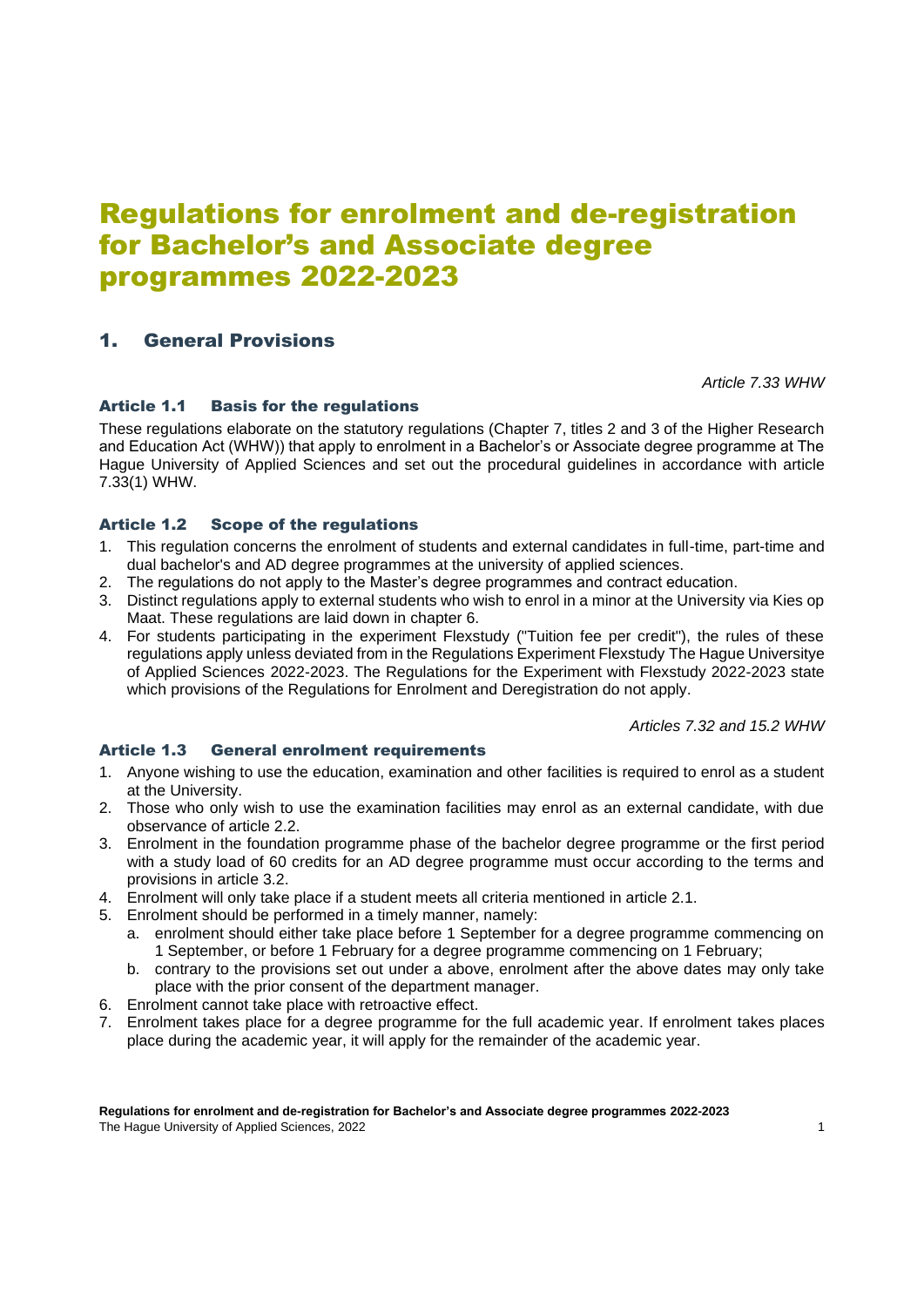# Regulations for enrolment and de-registration for Bachelor's and Associate degree programmes 2022-2023

## 1. General Provisions

*Article 7.33 WHW*

### Article 1.1 Basis for the regulations

These regulations elaborate on the statutory regulations (Chapter 7, titles 2 and 3 of the Higher Research and Education Act (WHW)) that apply to enrolment in a Bachelor's or Associate degree programme at The Hague University of Applied Sciences and set out the procedural guidelines in accordance with article 7.33(1) WHW.

### Article 1.2 Scope of the regulations

1. This regulation concerns the enrolment of students and external candidates in full-time, part-time and dual bachelor's and AD degree programmes at the university of applied sciences.
2. The regulations do not apply to the Master's degree programmes and contract education.
3. Distinct regulations apply to external students who wish to enrol in a minor at the University via Kies op Maat. These regulations are laid down in chapter 6.
4. For students participating in the experiment Flexstudy ("Tuition fee per credit"), the rules of these regulations apply unless deviated from in the Regulations Experiment Flexstudy The Hague Universitye of Applied Sciences 2022-2023. The Regulations for the Experiment with Flexstudy 2022-2023 state which provisions of the Regulations for Enrolment and Deregistration do not apply.

*Articles 7.32 and 15.2 WHW*

### Article 1.3 General enrolment requirements

1. Anyone wishing to use the education, examination and other facilities is required to enrol as a student at the University.
2. Those who only wish to use the examination facilities may enrol as an external candidate, with due observance of article 2.2.
3. Enrolment in the foundation programme phase of the bachelor degree programme or the first period with a study load of 60 credits for an AD degree programme must occur according to the terms and provisions in article 3.2.
4. Enrolment will only take place if a student meets all criteria mentioned in article 2.1.
5. Enrolment should be performed in a timely manner, namely:
   a. enrolment should either take place before 1 September for a degree programme commencing on 1 September, or before 1 February for a degree programme commencing on 1 February;
   b. contrary to the provisions set out under a above, enrolment after the above dates may only take place with the prior consent of the department manager.
6. Enrolment cannot take place with retroactive effect.
7. Enrolment takes place for a degree programme for the full academic year. If enrolment takes places place during the academic year, it will apply for the remainder of the academic year.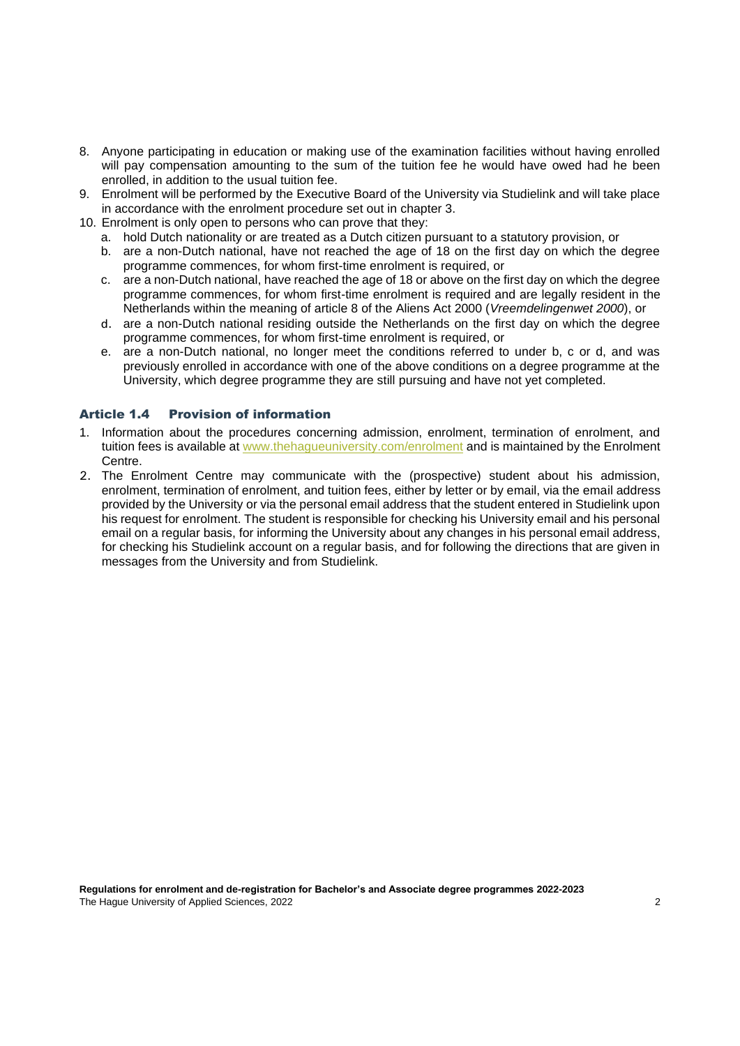8. Anyone participating in education or making use of the examination facilities without having enrolled will pay compensation amounting to the sum of the tuition fee he would have owed had he been enrolled, in addition to the usual tuition fee.
9. Enrolment will be performed by the Executive Board of the University via Studielink and will take place in accordance with the enrolment procedure set out in chapter 3.
10. Enrolment is only open to persons who can prove that they:
    a. hold Dutch nationality or are treated as a Dutch citizen pursuant to a statutory provision, or
    b. are a non-Dutch national, have not reached the age of 18 on the first day on which the degree programme commences, for whom first-time enrolment is required, or
    c. are a non-Dutch national, have reached the age of 18 or above on the first day on which the degree programme commences, for whom first-time enrolment is required and are legally resident in the Netherlands within the meaning of article 8 of the Aliens Act 2000 (*Vreemdelingenwet 2000*), or
    d. are a non-Dutch national residing outside the Netherlands on the first day on which the degree programme commences, for whom first-time enrolment is required, or
    e. are a non-Dutch national, no longer meet the conditions referred to under b, c or d, and was previously enrolled in accordance with one of the above conditions on a degree programme at the University, which degree programme they are still pursuing and have not yet completed.

### Article 1.4 Provision of information

1. Information about the procedures concerning admission, enrolment, termination of enrolment, and tuition fees is available at [www.thehagueuniversity.com/enrolment](www.thehagueuniversity.com/enrolment) and is maintained by the Enrolment Centre.
2. The Enrolment Centre may communicate with the (prospective) student about his admission, enrolment, termination of enrolment, and tuition fees, either by letter or by email, via the email address provided by the University or via the personal email address that the student entered in Studielink upon his request for enrolment. The student is responsible for checking his University email and his personal email on a regular basis, for informing the University about any changes in his personal email address, for checking his Studielink account on a regular basis, and for following the directions that are given in messages from the University and from Studielink.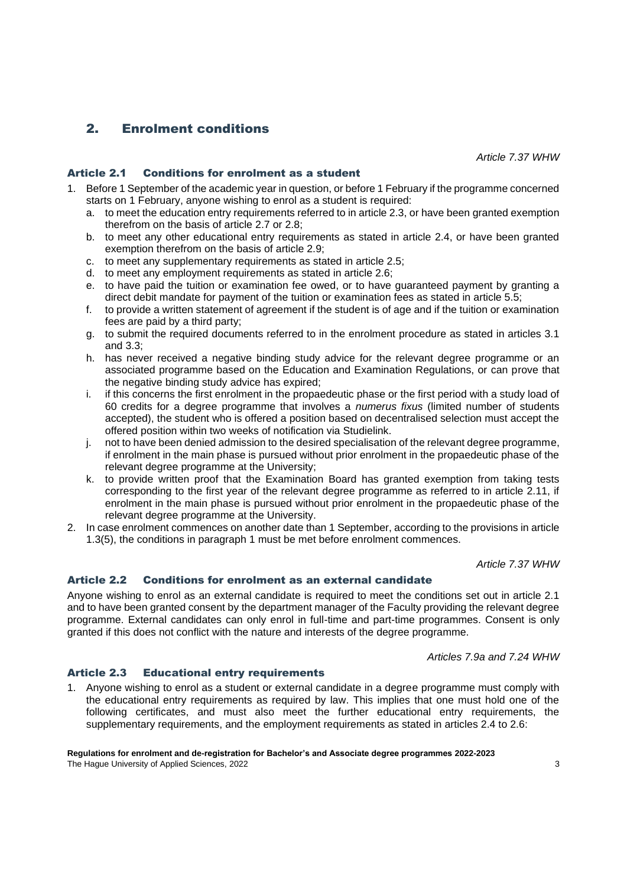# 2. Enrolment conditions

*Article 7.37 WHW*

### Article 2.1 Conditions for enrolment as a student

1. Before 1 September of the academic year in question, or before 1 February if the programme concerned starts on 1 February, anyone wishing to enrol as a student is required:
   a. to meet the education entry requirements referred to in article 2.3, or have been granted exemption therefrom on the basis of article 2.7 or 2.8;
   b. to meet any other educational entry requirements as stated in article 2.4, or have been granted exemption therefrom on the basis of article 2.9;
   c. to meet any supplementary requirements as stated in article 2.5;
   d. to meet any employment requirements as stated in article 2.6;
   e. to have paid the tuition or examination fee owed, or to have guaranteed payment by granting a direct debit mandate for payment of the tuition or examination fees as stated in article 5.5;
   f. to provide a written statement of agreement if the student is of age and if the tuition or examination fees are paid by a third party;
   g. to submit the required documents referred to in the enrolment procedure as stated in articles 3.1 and 3.3;
   h. has never received a negative binding study advice for the relevant degree programme or an associated programme based on the Education and Examination Regulations, or can prove that the negative binding study advice has expired;
   i. if this concerns the first enrolment in the propaedeutic phase or the first period with a study load of 60 credits for a degree programme that involves a *numerus fixus* (limited number of students accepted), the student who is offered a position based on decentralised selection must accept the offered position within two weeks of notification via Studielink.
   j. not to have been denied admission to the desired specialisation of the relevant degree programme, if enrolment in the main phase is pursued without prior enrolment in the propaedeutic phase of the relevant degree programme at the University;
   k. to provide written proof that the Examination Board has granted exemption from taking tests corresponding to the first year of the relevant degree programme as referred to in article 2.11, if enrolment in the main phase is pursued without prior enrolment in the propaedeutic phase of the relevant degree programme at the University.
2. In case enrolment commences on another date than 1 September, according to the provisions in article 1.3(5), the conditions in paragraph 1 must be met before enrolment commences.

*Article 7.37 WHW*

### Article 2.2 Conditions for enrolment as an external candidate

Anyone wishing to enrol as an external candidate is required to meet the conditions set out in article 2.1 and to have been granted consent by the department manager of the Faculty providing the relevant degree programme. External candidates can only enrol in full-time and part-time programmes. Consent is only granted if this does not conflict with the nature and interests of the degree programme.

*Articles 7.9a and 7.24 WHW*

### Article 2.3 Educational entry requirements

1. Anyone wishing to enrol as a student or external candidate in a degree programme must comply with the educational entry requirements as required by law. This implies that one must hold one of the following certificates, and must also meet the further educational entry requirements, the supplementary requirements, and the employment requirements as stated in articles 2.4 to 2.6: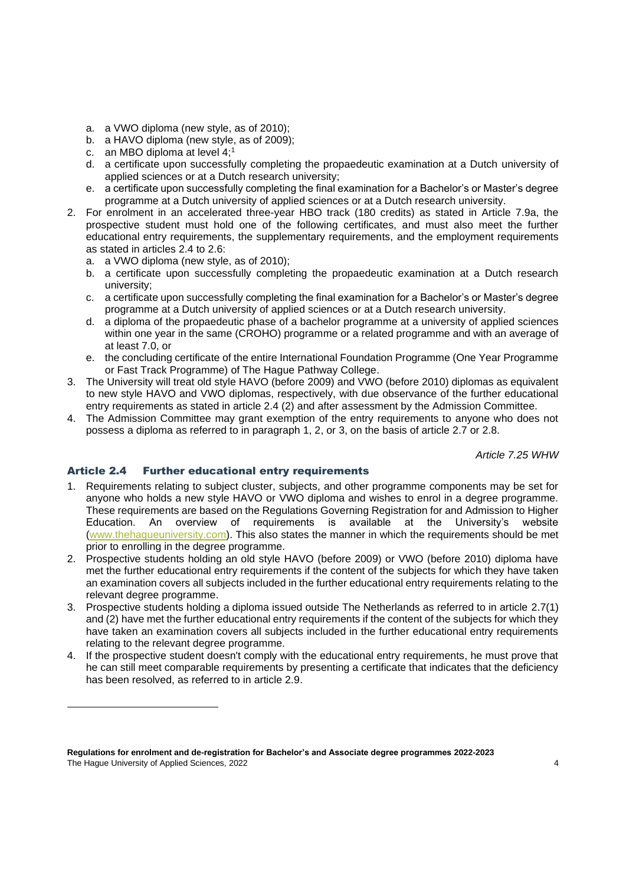a. a VWO diploma (new style, as of 2010);
b. a HAVO diploma (new style, as of 2009);
c. an MBO diploma at level 4;[1]
d. a certificate upon successfully completing the propaedeutic examination at a Dutch university of applied sciences or at a Dutch research university;
e. a certificate upon successfully completing the final examination for a Bachelor's or Master's degree programme at a Dutch university of applied sciences or at a Dutch research university.

2. For enrolment in an accelerated three-year HBO track (180 credits) as stated in Article 7.9a, the prospective student must hold one of the following certificates, and must also meet the further educational entry requirements, the supplementary requirements, and the employment requirements as stated in articles 2.4 to 2.6:
   a. a VWO diploma (new style, as of 2010);
   b. a certificate upon successfully completing the propaedeutic examination at a Dutch research university;
   c. a certificate upon successfully completing the final examination for a Bachelor's or Master's degree programme at a Dutch university of applied sciences or at a Dutch research university.
   d. a diploma of the propaedeutic phase of a bachelor programme at a university of applied sciences within one year in the same (CROHO) programme or a related programme and with an average of at least 7.0, or
   e. the concluding certificate of the entire International Foundation Programme (One Year Programme or Fast Track Programme) of The Hague Pathway College.
3. The University will treat old style HAVO (before 2009) and VWO (before 2010) diplomas as equivalent to new style HAVO and VWO diplomas, respectively, with due observance of the further educational entry requirements as stated in article 2.4 (2) and after assessment by the Admission Committee.
4. The Admission Committee may grant exemption of the entry requirements to anyone who does not possess a diploma as referred to in paragraph 1, 2, or 3, on the basis of article 2.7 or 2.8.

*Article 7.25 WHW*

## Article 2.4 Further educational entry requirements

1. Requirements relating to subject cluster, subjects, and other programme components may be set for anyone who holds a new style HAVO or VWO diploma and wishes to enrol in a degree programme. These requirements are based on the Regulations Governing Registration for and Admission to Higher Education. An overview of requirements is available at the University's website (www.thehagueuniversity.com). This also states the manner in which the requirements should be met prior to enrolling in the degree programme.
2. Prospective students holding an old style HAVO (before 2009) or VWO (before 2010) diploma have met the further educational entry requirements if the content of the subjects for which they have taken an examination covers all subjects included in the further educational entry requirements relating to the relevant degree programme.
3. Prospective students holding a diploma issued outside The Netherlands as referred to in article 2.7(1) and (2) have met the further educational entry requirements if the content of the subjects for which they have taken an examination covers all subjects included in the further educational entry requirements relating to the relevant degree programme.
4. If the prospective student doesn't comply with the educational entry requirements, he must prove that he can still meet comparable requirements by presenting a certificate that indicates that the deficiency has been resolved, as referred to in article 2.9.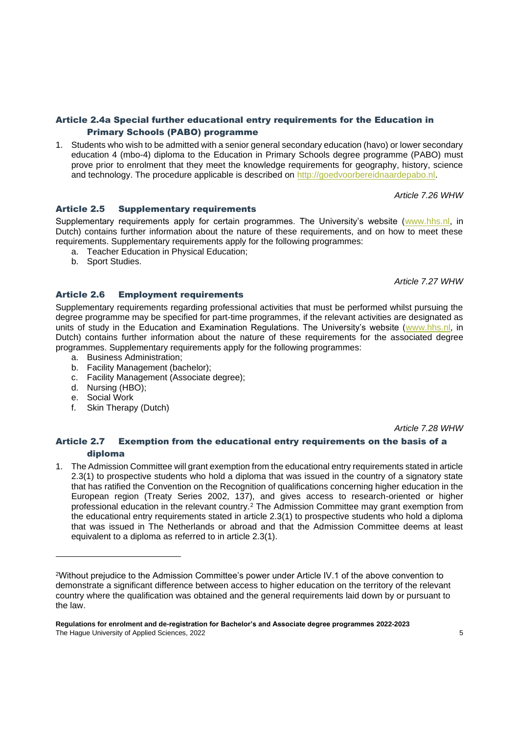### Article 2.4a Special further educational entry requirements for the Education in Primary Schools (PABO) programme

1. Students who wish to be admitted with a senior general secondary education (havo) or lower secondary education 4 (mbo-4) diploma to the Education in Primary Schools degree programme (PABO) must prove prior to enrolment that they meet the knowledge requirements for geography, history, science and technology. The procedure applicable is described on http://goedvoorbereidnaardepabo.nl.

*Article 7.26 WHW*

### Article 2.5 Supplementary requirements

Supplementary requirements apply for certain programmes. The University's website (www.hhs.nl, in Dutch) contains further information about the nature of these requirements, and on how to meet these requirements. Supplementary requirements apply for the following programmes:

a. Teacher Education in Physical Education;
b. Sport Studies.

*Article 7.27 WHW*

### Article 2.6 Employment requirements

Supplementary requirements regarding professional activities that must be performed whilst pursuing the degree programme may be specified for part-time programmes, if the relevant activities are designated as units of study in the Education and Examination Regulations. The University's website (www.hhs.nl, in Dutch) contains further information about the nature of these requirements for the associated degree programmes. Supplementary requirements apply for the following programmes:

a. Business Administration;
b. Facility Management (bachelor);
c. Facility Management (Associate degree);
d. Nursing (HBO);
e. Social Work
f. Skin Therapy (Dutch)

*Article 7.28 WHW*

### Article 2.7 Exemption from the educational entry requirements on the basis of a diploma

1. The Admission Committee will grant exemption from the educational entry requirements stated in article 2.3(1) to prospective students who hold a diploma that was issued in the country of a signatory state that has ratified the Convention on the Recognition of qualifications concerning higher education in the European region (Treaty Series 2002, 137), and gives access to research-oriented or higher professional education in the relevant country.[2] The Admission Committee may grant exemption from the educational entry requirements stated in article 2.3(1) to prospective students who hold a diploma that was issued in The Netherlands or abroad and that the Admission Committee deems at least equivalent to a diploma as referred to in article 2.3(1).

---

[2] Without prejudice to the Admission Committee's power under Article IV.1 of the above convention to demonstrate a significant difference between access to higher education on the territory of the relevant country where the qualification was obtained and the general requirements laid down by or pursuant to the law.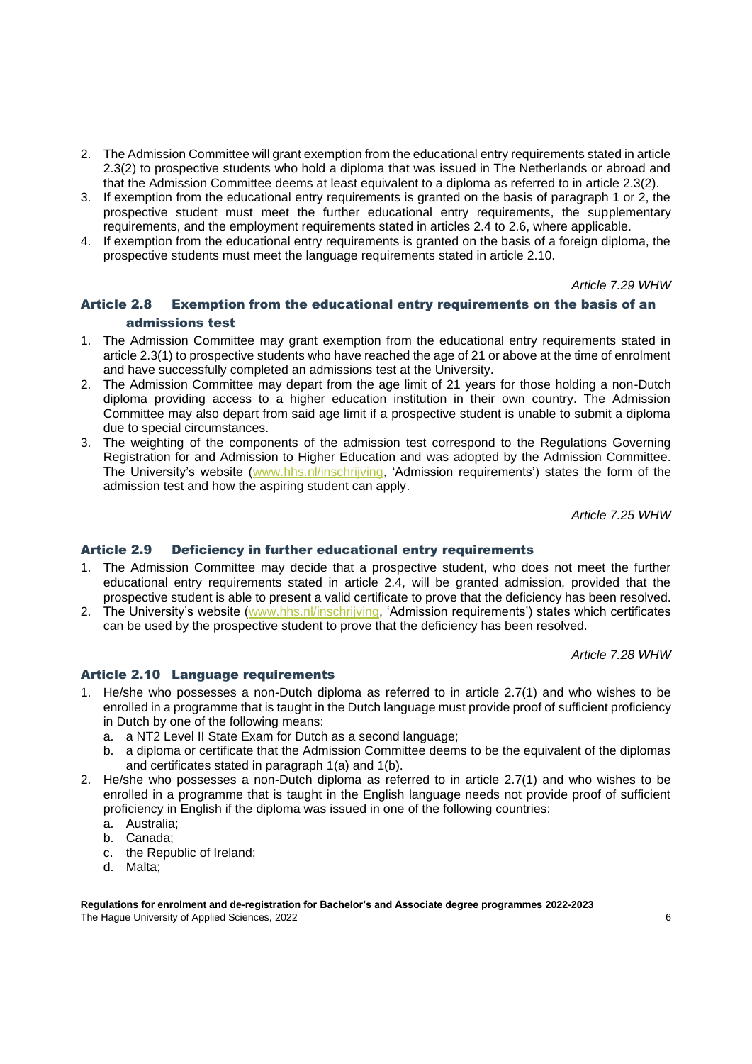2. The Admission Committee will grant exemption from the educational entry requirements stated in article 2.3(2) to prospective students who hold a diploma that was issued in The Netherlands or abroad and that the Admission Committee deems at least equivalent to a diploma as referred to in article 2.3(2).
3. If exemption from the educational entry requirements is granted on the basis of paragraph 1 or 2, the prospective student must meet the further educational entry requirements, the supplementary requirements, and the employment requirements stated in articles 2.4 to 2.6, where applicable.
4. If exemption from the educational entry requirements is granted on the basis of a foreign diploma, the prospective students must meet the language requirements stated in article 2.10.

*Article 7.29 WHW*

### Article 2.8 Exemption from the educational entry requirements on the basis of an admissions test

1. The Admission Committee may grant exemption from the educational entry requirements stated in article 2.3(1) to prospective students who have reached the age of 21 or above at the time of enrolment and have successfully completed an admissions test at the University.
2. The Admission Committee may depart from the age limit of 21 years for those holding a non-Dutch diploma providing access to a higher education institution in their own country. The Admission Committee may also depart from said age limit if a prospective student is unable to submit a diploma due to special circumstances.
3. The weighting of the components of the admission test correspond to the Regulations Governing Registration for and Admission to Higher Education and was adopted by the Admission Committee. The University's website (www.hhs.nl/inschrijving, 'Admission requirements') states the form of the admission test and how the aspiring student can apply.

*Article 7.25 WHW*

### Article 2.9 Deficiency in further educational entry requirements

1. The Admission Committee may decide that a prospective student, who does not meet the further educational entry requirements stated in article 2.4, will be granted admission, provided that the prospective student is able to present a valid certificate to prove that the deficiency has been resolved.
2. The University's website (www.hhs.nl/inschrijving, 'Admission requirements') states which certificates can be used by the prospective student to prove that the deficiency has been resolved.

*Article 7.28 WHW*

### Article 2.10 Language requirements

1. He/she who possesses a non-Dutch diploma as referred to in article 2.7(1) and who wishes to be enrolled in a programme that is taught in the Dutch language must provide proof of sufficient proficiency in Dutch by one of the following means:
   a. a NT2 Level II State Exam for Dutch as a second language;
   b. a diploma or certificate that the Admission Committee deems to be the equivalent of the diplomas and certificates stated in paragraph 1(a) and 1(b).
2. He/she who possesses a non-Dutch diploma as referred to in article 2.7(1) and who wishes to be enrolled in a programme that is taught in the English language needs not provide proof of sufficient proficiency in English if the diploma was issued in one of the following countries:
   a. Australia;
   b. Canada;
   c. the Republic of Ireland;
   d. Malta;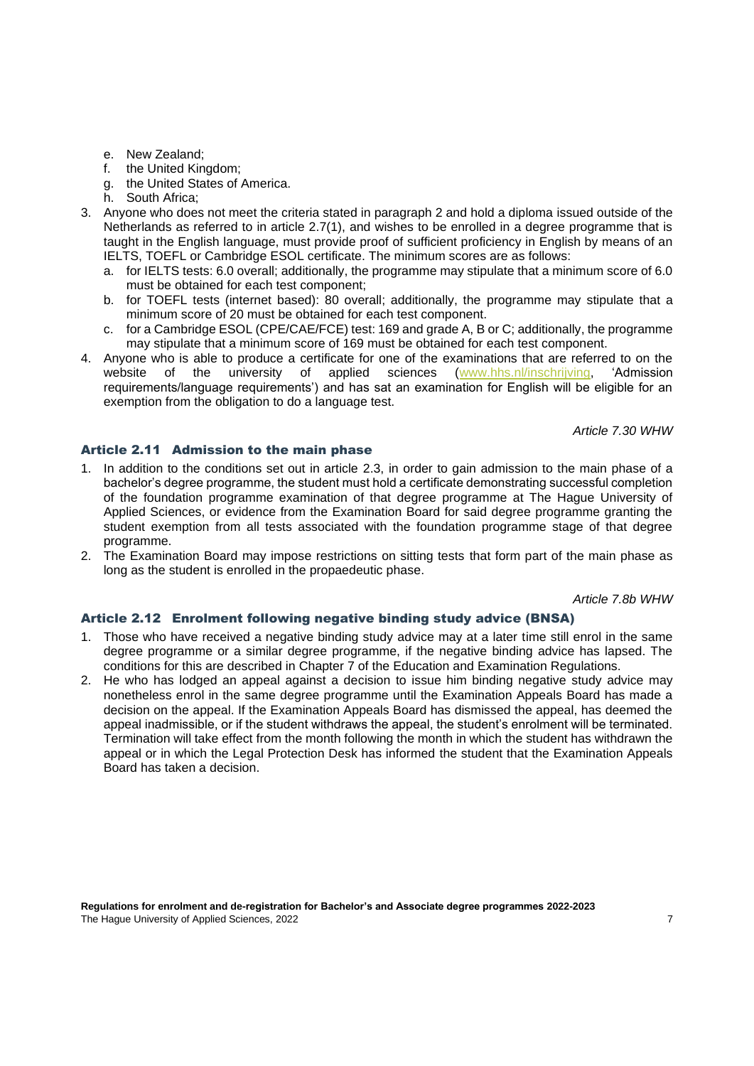e. New Zealand;
f. the United Kingdom;
g. the United States of America.
h. South Africa;

3. Anyone who does not meet the criteria stated in paragraph 2 and hold a diploma issued outside of the Netherlands as referred to in article 2.7(1), and wishes to be enrolled in a degree programme that is taught in the English language, must provide proof of sufficient proficiency in English by means of an IELTS, TOEFL or Cambridge ESOL certificate. The minimum scores are as follows:
   a. for IELTS tests: 6.0 overall; additionally, the programme may stipulate that a minimum score of 6.0 must be obtained for each test component;
   b. for TOEFL tests (internet based): 80 overall; additionally, the programme may stipulate that a minimum score of 20 must be obtained for each test component.
   c. for a Cambridge ESOL (CPE/CAE/FCE) test: 169 and grade A, B or C; additionally, the programme may stipulate that a minimum score of 169 must be obtained for each test component.
4. Anyone who is able to produce a certificate for one of the examinations that are referred to on the website of the university of applied sciences (www.hhs.nl/inschrijving, 'Admission requirements/language requirements') and has sat an examination for English will be eligible for an exemption from the obligation to do a language test.

*Article 7.30 WHW*

## Article 2.11 Admission to the main phase

1. In addition to the conditions set out in article 2.3, in order to gain admission to the main phase of a bachelor's degree programme, the student must hold a certificate demonstrating successful completion of the foundation programme examination of that degree programme at The Hague University of Applied Sciences, or evidence from the Examination Board for said degree programme granting the student exemption from all tests associated with the foundation programme stage of that degree programme.
2. The Examination Board may impose restrictions on sitting tests that form part of the main phase as long as the student is enrolled in the propaedeutic phase.

*Article 7.8b WHW*

## Article 2.12 Enrolment following negative binding study advice (BNSA)

1. Those who have received a negative binding study advice may at a later time still enrol in the same degree programme or a similar degree programme, if the negative binding advice has lapsed. The conditions for this are described in Chapter 7 of the Education and Examination Regulations.
2. He who has lodged an appeal against a decision to issue him binding negative study advice may nonetheless enrol in the same degree programme until the Examination Appeals Board has made a decision on the appeal. If the Examination Appeals Board has dismissed the appeal, has deemed the appeal inadmissible, or if the student withdraws the appeal, the student's enrolment will be terminated. Termination will take effect from the month following the month in which the student has withdrawn the appeal or in which the Legal Protection Desk has informed the student that the Examination Appeals Board has taken a decision.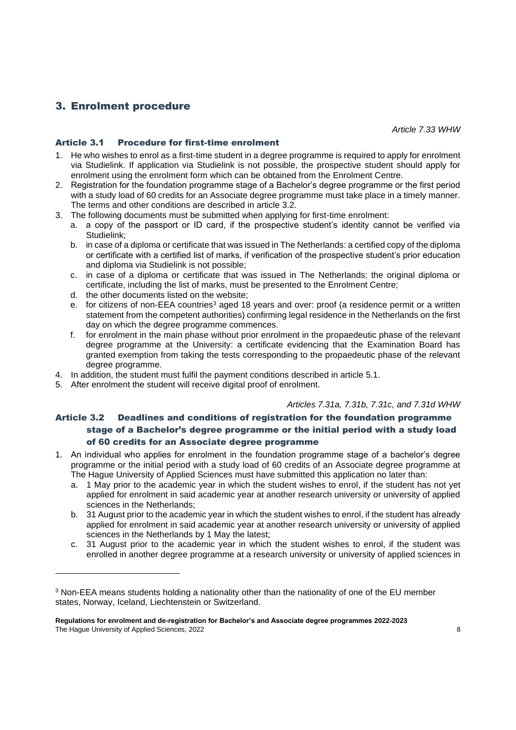## 3. Enrolment procedure

*Article 7.33 WHW*

### Article 3.1 Procedure for first-time enrolment

1. He who wishes to enrol as a first-time student in a degree programme is required to apply for enrolment via Studielink. If application via Studielink is not possible, the prospective student should apply for enrolment using the enrolment form which can be obtained from the Enrolment Centre.
2. Registration for the foundation programme stage of a Bachelor's degree programme or the first period with a study load of 60 credits for an Associate degree programme must take place in a timely manner. The terms and other conditions are described in article 3.2.
3. The following documents must be submitted when applying for first-time enrolment:
   a. a copy of the passport or ID card, if the prospective student's identity cannot be verified via Studielink;
   b. in case of a diploma or certificate that was issued in The Netherlands: a certified copy of the diploma or certificate with a certified list of marks, if verification of the prospective student's prior education and diploma via Studielink is not possible;
   c. in case of a diploma or certificate that was issued in The Netherlands: the original diploma or certificate, including the list of marks, must be presented to the Enrolment Centre;
   d. the other documents listed on the website;
   e. for citizens of non-EEA countries[3] aged 18 years and over: proof (a residence permit or a written statement from the competent authorities) confirming legal residence in the Netherlands on the first day on which the degree programme commences.
   f. for enrolment in the main phase without prior enrolment in the propaedeutic phase of the relevant degree programme at the University: a certificate evidencing that the Examination Board has granted exemption from taking the tests corresponding to the propaedeutic phase of the relevant degree programme.
4. In addition, the student must fulfil the payment conditions described in article 5.1.
5. After enrolment the student will receive digital proof of enrolment.

*Articles 7.31a, 7.31b, 7.31c, and 7.31d WHW*

### Article 3.2 Deadlines and conditions of registration for the foundation programme stage of a Bachelor's degree programme or the initial period with a study load of 60 credits for an Associate degree programme

1. An individual who applies for enrolment in the foundation programme stage of a bachelor's degree programme or the initial period with a study load of 60 credits of an Associate degree programme at The Hague University of Applied Sciences must have submitted this application no later than:
   a. 1 May prior to the academic year in which the student wishes to enrol, if the student has not yet applied for enrolment in said academic year at another research university or university of applied sciences in the Netherlands;
   b. 31 August prior to the academic year in which the student wishes to enrol, if the student has already applied for enrolment in said academic year at another research university or university of applied sciences in the Netherlands by 1 May the latest;
   c. 31 August prior to the academic year in which the student wishes to enrol, if the student was enrolled in another degree programme at a research university or university of applied sciences in

[3] Non-EEA means students holding a nationality other than the nationality of one of the EU member states, Norway, Iceland, Liechtenstein or Switzerland.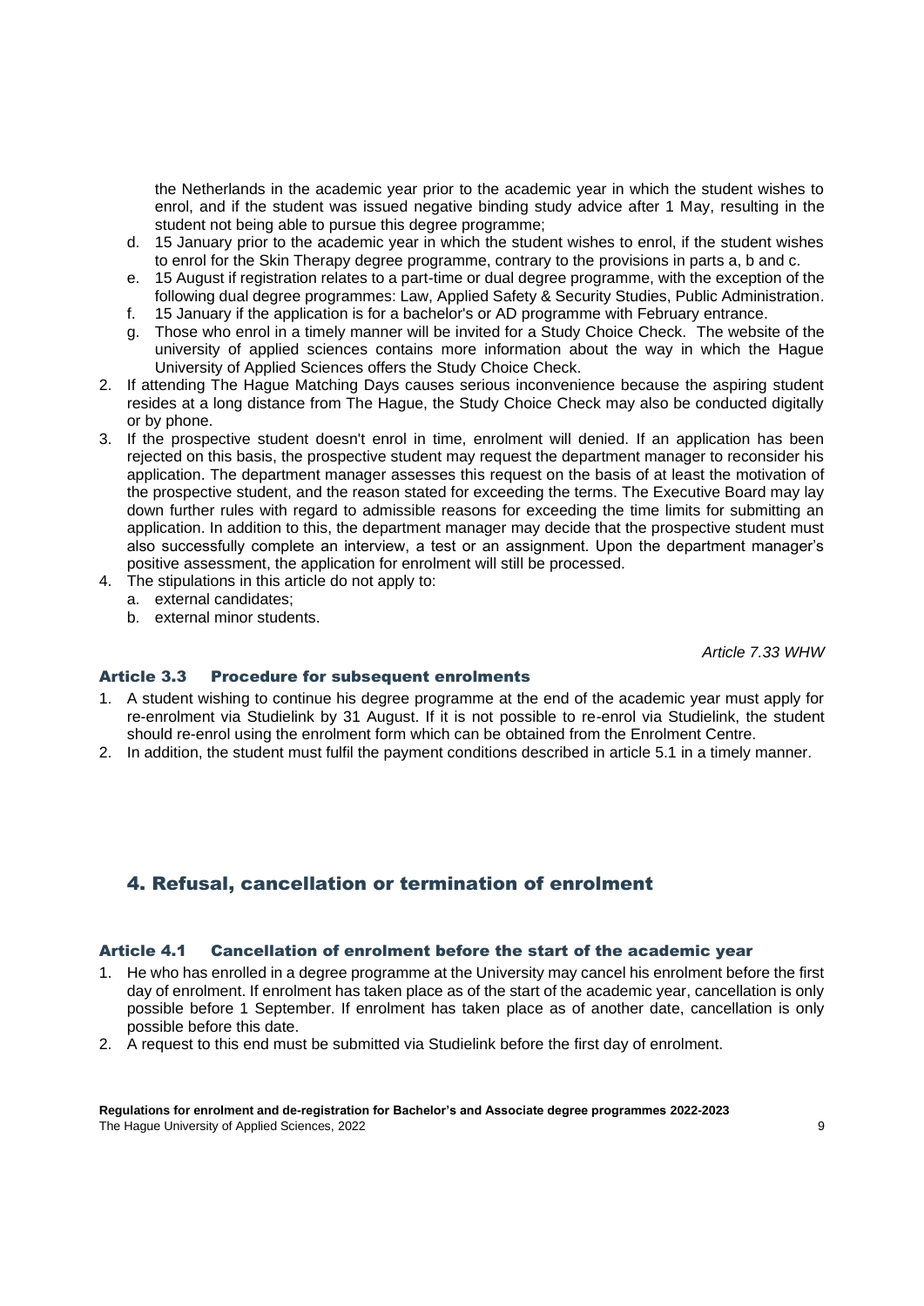the Netherlands in the academic year prior to the academic year in which the student wishes to enrol, and if the student was issued negative binding study advice after 1 May, resulting in the student not being able to pursue this degree programme;

   d. 15 January prior to the academic year in which the student wishes to enrol, if the student wishes to enrol for the Skin Therapy degree programme, contrary to the provisions in parts a, b and c.
   e. 15 August if registration relates to a part-time or dual degree programme, with the exception of the following dual degree programmes: Law, Applied Safety & Security Studies, Public Administration.
   f. 15 January if the application is for a bachelor's or AD programme with February entrance.
   g. Those who enrol in a timely manner will be invited for a Study Choice Check. The website of the university of applied sciences contains more information about the way in which the Hague University of Applied Sciences offers the Study Choice Check.
2. If attending The Hague Matching Days causes serious inconvenience because the aspiring student resides at a long distance from The Hague, the Study Choice Check may also be conducted digitally or by phone.
3. If the prospective student doesn't enrol in time, enrolment will denied. If an application has been rejected on this basis, the prospective student may request the department manager to reconsider his application. The department manager assesses this request on the basis of at least the motivation of the prospective student, and the reason stated for exceeding the terms. The Executive Board may lay down further rules with regard to admissible reasons for exceeding the time limits for submitting an application. In addition to this, the department manager may decide that the prospective student must also successfully complete an interview, a test or an assignment. Upon the department manager's positive assessment, the application for enrolment will still be processed.
4. The stipulations in this article do not apply to:
   a. external candidates;
   b. external minor students.

*Article 7.33 WHW*

### Article 3.3 Procedure for subsequent enrolments

1. A student wishing to continue his degree programme at the end of the academic year must apply for re-enrolment via Studielink by 31 August. If it is not possible to re-enrol via Studielink, the student should re-enrol using the enrolment form which can be obtained from the Enrolment Centre.
2. In addition, the student must fulfil the payment conditions described in article 5.1 in a timely manner.

## 4. Refusal, cancellation or termination of enrolment

### Article 4.1 Cancellation of enrolment before the start of the academic year

1. He who has enrolled in a degree programme at the University may cancel his enrolment before the first day of enrolment. If enrolment has taken place as of the start of the academic year, cancellation is only possible before 1 September. If enrolment has taken place as of another date, cancellation is only possible before this date.
2. A request to this end must be submitted via Studielink before the first day of enrolment.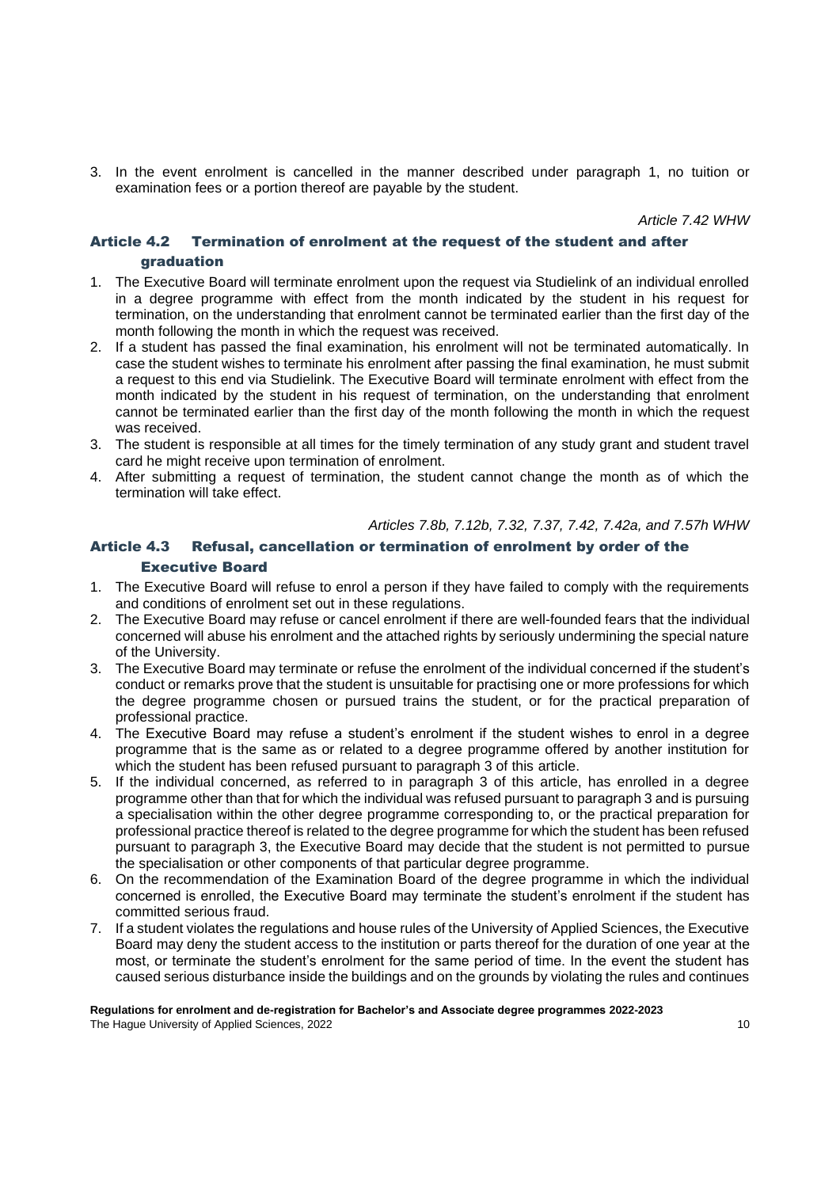3. In the event enrolment is cancelled in the manner described under paragraph 1, no tuition or examination fees or a portion thereof are payable by the student.

*Article 7.42 WHW*

## Article 4.2 Termination of enrolment at the request of the student and after graduation

1. The Executive Board will terminate enrolment upon the request via Studielink of an individual enrolled in a degree programme with effect from the month indicated by the student in his request for termination, on the understanding that enrolment cannot be terminated earlier than the first day of the month following the month in which the request was received.
2. If a student has passed the final examination, his enrolment will not be terminated automatically. In case the student wishes to terminate his enrolment after passing the final examination, he must submit a request to this end via Studielink. The Executive Board will terminate enrolment with effect from the month indicated by the student in his request of termination, on the understanding that enrolment cannot be terminated earlier than the first day of the month following the month in which the request was received.
3. The student is responsible at all times for the timely termination of any study grant and student travel card he might receive upon termination of enrolment.
4. After submitting a request of termination, the student cannot change the month as of which the termination will take effect.

*Articles 7.8b, 7.12b, 7.32, 7.37, 7.42, 7.42a, and 7.57h WHW*

## Article 4.3 Refusal, cancellation or termination of enrolment by order of the Executive Board

1. The Executive Board will refuse to enrol a person if they have failed to comply with the requirements and conditions of enrolment set out in these regulations.
2. The Executive Board may refuse or cancel enrolment if there are well-founded fears that the individual concerned will abuse his enrolment and the attached rights by seriously undermining the special nature of the University.
3. The Executive Board may terminate or refuse the enrolment of the individual concerned if the student's conduct or remarks prove that the student is unsuitable for practising one or more professions for which the degree programme chosen or pursued trains the student, or for the practical preparation of professional practice.
4. The Executive Board may refuse a student's enrolment if the student wishes to enrol in a degree programme that is the same as or related to a degree programme offered by another institution for which the student has been refused pursuant to paragraph 3 of this article.
5. If the individual concerned, as referred to in paragraph 3 of this article, has enrolled in a degree programme other than that for which the individual was refused pursuant to paragraph 3 and is pursuing a specialisation within the other degree programme corresponding to, or the practical preparation for professional practice thereof is related to the degree programme for which the student has been refused pursuant to paragraph 3, the Executive Board may decide that the student is not permitted to pursue the specialisation or other components of that particular degree programme.
6. On the recommendation of the Examination Board of the degree programme in which the individual concerned is enrolled, the Executive Board may terminate the student's enrolment if the student has committed serious fraud.
7. If a student violates the regulations and house rules of the University of Applied Sciences, the Executive Board may deny the student access to the institution or parts thereof for the duration of one year at the most, or terminate the student's enrolment for the same period of time. In the event the student has caused serious disturbance inside the buildings and on the grounds by violating the rules and continues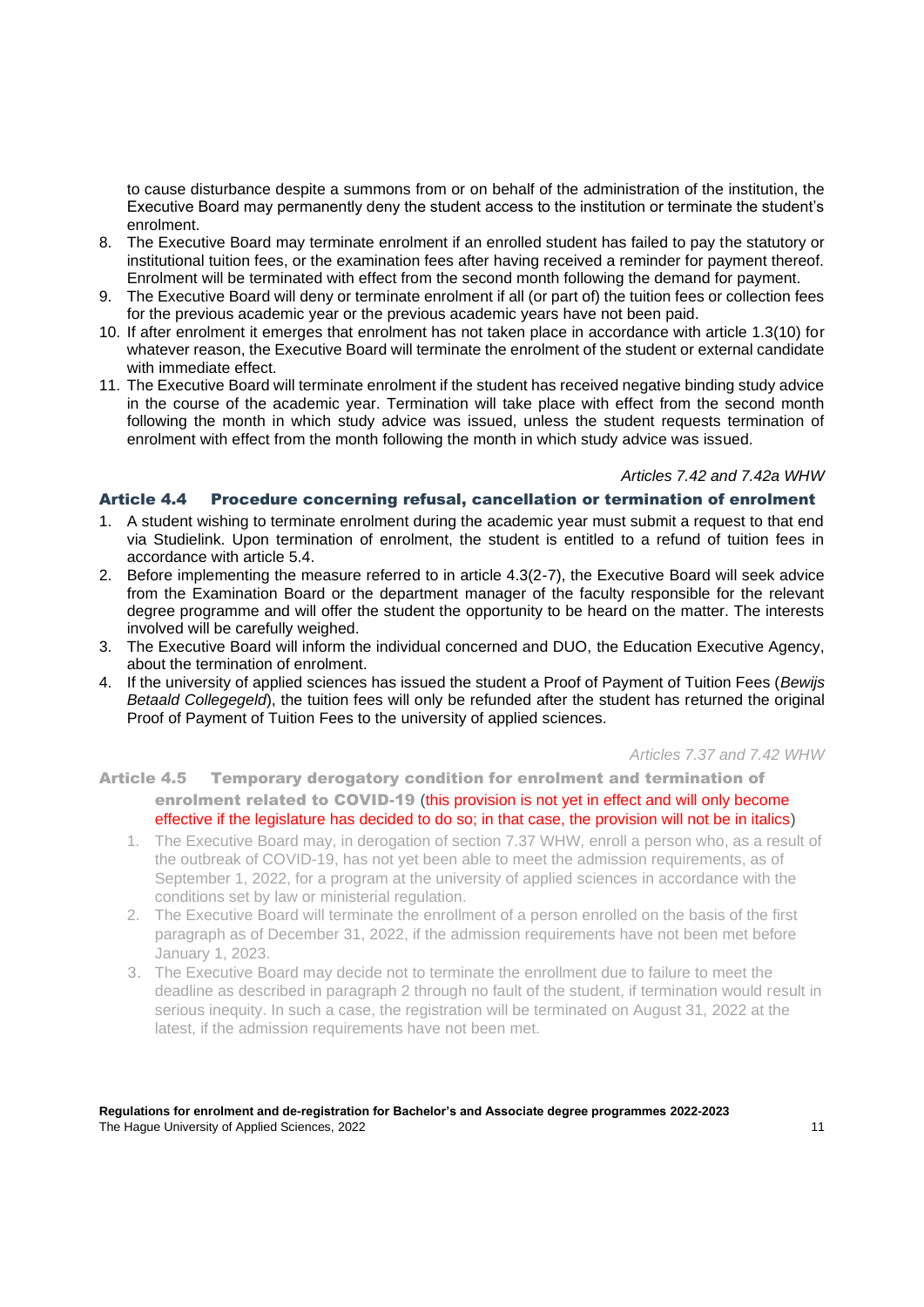to cause disturbance despite a summons from or on behalf of the administration of the institution, the Executive Board may permanently deny the student access to the institution or terminate the student's enrolment.

8. The Executive Board may terminate enrolment if an enrolled student has failed to pay the statutory or institutional tuition fees, or the examination fees after having received a reminder for payment thereof. Enrolment will be terminated with effect from the second month following the demand for payment.
9. The Executive Board will deny or terminate enrolment if all (or part of) the tuition fees or collection fees for the previous academic year or the previous academic years have not been paid.
10. If after enrolment it emerges that enrolment has not taken place in accordance with article 1.3(10) for whatever reason, the Executive Board will terminate the enrolment of the student or external candidate with immediate effect.
11. The Executive Board will terminate enrolment if the student has received negative binding study advice in the course of the academic year. Termination will take place with effect from the second month following the month in which study advice was issued, unless the student requests termination of enrolment with effect from the month following the month in which study advice was issued.

*Articles 7.42 and 7.42a WHW*

## Article 4.4 Procedure concerning refusal, cancellation or termination of enrolment

1. A student wishing to terminate enrolment during the academic year must submit a request to that end via Studielink. Upon termination of enrolment, the student is entitled to a refund of tuition fees in accordance with article 5.4.
2. Before implementing the measure referred to in article 4.3(2-7), the Executive Board will seek advice from the Examination Board or the department manager of the faculty responsible for the relevant degree programme and will offer the student the opportunity to be heard on the matter. The interests involved will be carefully weighed.
3. The Executive Board will inform the individual concerned and DUO, the Education Executive Agency, about the termination of enrolment.
4. If the university of applied sciences has issued the student a Proof of Payment of Tuition Fees (*Bewijs Betaald Collegegeld*), the tuition fees will only be refunded after the student has returned the original Proof of Payment of Tuition Fees to the university of applied sciences.

*Articles 7.37 and 7.42 WHW*

## Article 4.5 Temporary derogatory condition for enrolment and termination of enrolment related to COVID-19 (this provision is not yet in effect and will only become effective if the legislature has decided to do so; in that case, the provision will not be in italics)

1. The Executive Board may, in derogation of section 7.37 WHW, enroll a person who, as a result of the outbreak of COVID-19, has not yet been able to meet the admission requirements, as of September 1, 2022, for a program at the university of applied sciences in accordance with the conditions set by law or ministerial regulation.
2. The Executive Board will terminate the enrollment of a person enrolled on the basis of the first paragraph as of December 31, 2022, if the admission requirements have not been met before January 1, 2023.
3. The Executive Board may decide not to terminate the enrollment due to failure to meet the deadline as described in paragraph 2 through no fault of the student, if termination would result in serious inequity. In such a case, the registration will be terminated on August 31, 2022 at the latest, if the admission requirements have not been met.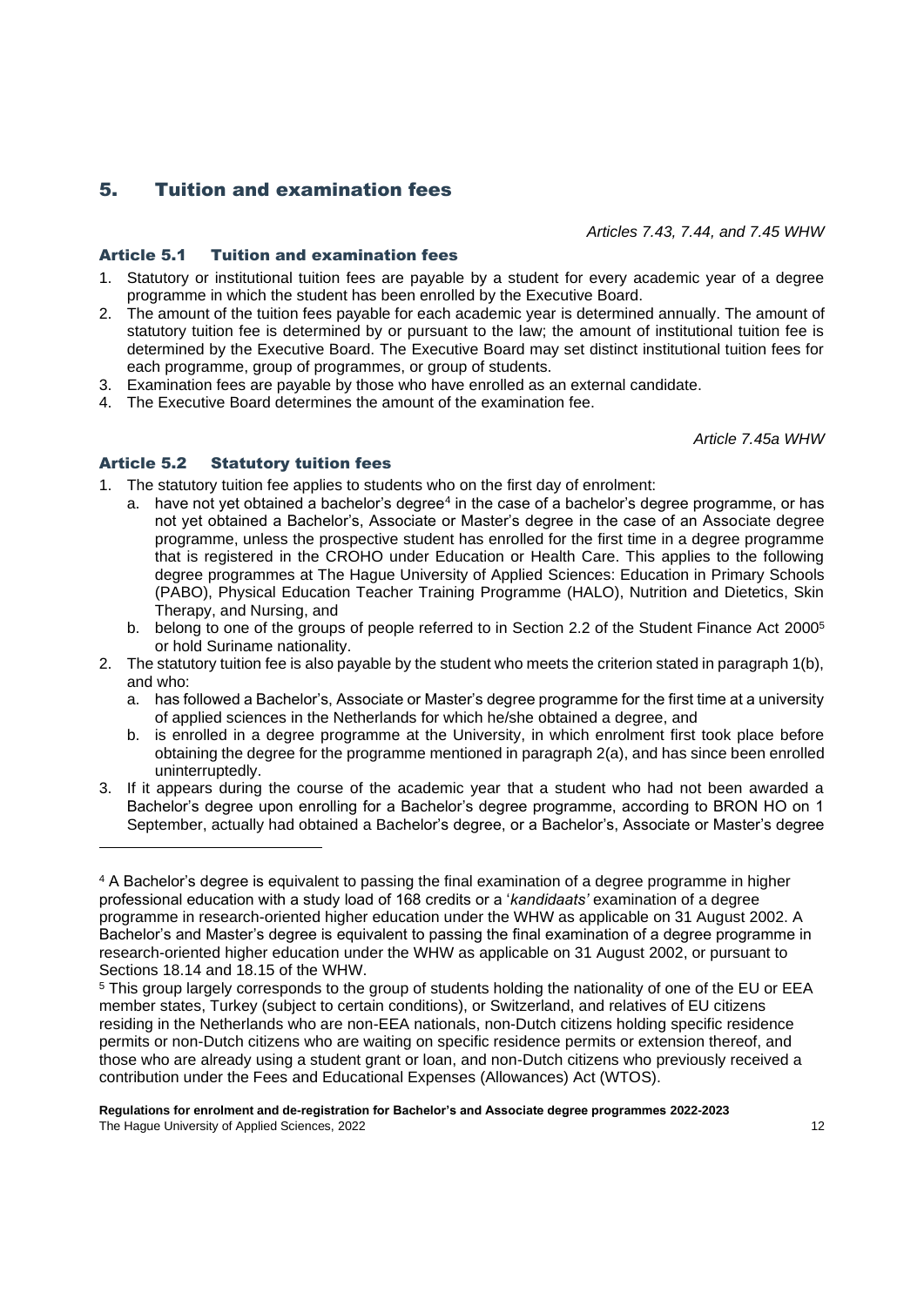## 5. Tuition and examination fees

*Articles 7.43, 7.44, and 7.45 WHW*

### Article 5.1 Tuition and examination fees

1. Statutory or institutional tuition fees are payable by a student for every academic year of a degree programme in which the student has been enrolled by the Executive Board.
2. The amount of the tuition fees payable for each academic year is determined annually. The amount of statutory tuition fee is determined by or pursuant to the law; the amount of institutional tuition fee is determined by the Executive Board. The Executive Board may set distinct institutional tuition fees for each programme, group of programmes, or group of students.
3. Examination fees are payable by those who have enrolled as an external candidate.
4. The Executive Board determines the amount of the examination fee.

*Article 7.45a WHW*

### Article 5.2 Statutory tuition fees

1. The statutory tuition fee applies to students who on the first day of enrolment:
   a. have not yet obtained a bachelor's degree[4] in the case of a bachelor's degree programme, or has not yet obtained a Bachelor's, Associate or Master's degree in the case of an Associate degree programme, unless the prospective student has enrolled for the first time in a degree programme that is registered in the CROHO under Education or Health Care. This applies to the following degree programmes at The Hague University of Applied Sciences: Education in Primary Schools (PABO), Physical Education Teacher Training Programme (HALO), Nutrition and Dietetics, Skin Therapy, and Nursing, and
   b. belong to one of the groups of people referred to in Section 2.2 of the Student Finance Act 2000[5] or hold Suriname nationality.
2. The statutory tuition fee is also payable by the student who meets the criterion stated in paragraph 1(b), and who:
   a. has followed a Bachelor's, Associate or Master's degree programme for the first time at a university of applied sciences in the Netherlands for which he/she obtained a degree, and
   b. is enrolled in a degree programme at the University, in which enrolment first took place before obtaining the degree for the programme mentioned in paragraph 2(a), and has since been enrolled uninterruptedly.
3. If it appears during the course of the academic year that a student who had not been awarded a Bachelor's degree upon enrolling for a Bachelor's degree programme, according to BRON HO on 1 September, actually had obtained a Bachelor's degree, or a Bachelor's, Associate or Master's degree

---

[4] A Bachelor's degree is equivalent to passing the final examination of a degree programme in higher professional education with a study load of 168 credits or a '*kandidaats'* examination of a degree programme in research-oriented higher education under the WHW as applicable on 31 August 2002. A Bachelor's and Master's degree is equivalent to passing the final examination of a degree programme in research-oriented higher education under the WHW as applicable on 31 August 2002, or pursuant to Sections 18.14 and 18.15 of the WHW.

[5] This group largely corresponds to the group of students holding the nationality of one of the EU or EEA member states, Turkey (subject to certain conditions), or Switzerland, and relatives of EU citizens residing in the Netherlands who are non-EEA nationals, non-Dutch citizens holding specific residence permits or non-Dutch citizens who are waiting on specific residence permits or extension thereof, and those who are already using a student grant or loan, and non-Dutch citizens who previously received a contribution under the Fees and Educational Expenses (Allowances) Act (WTOS).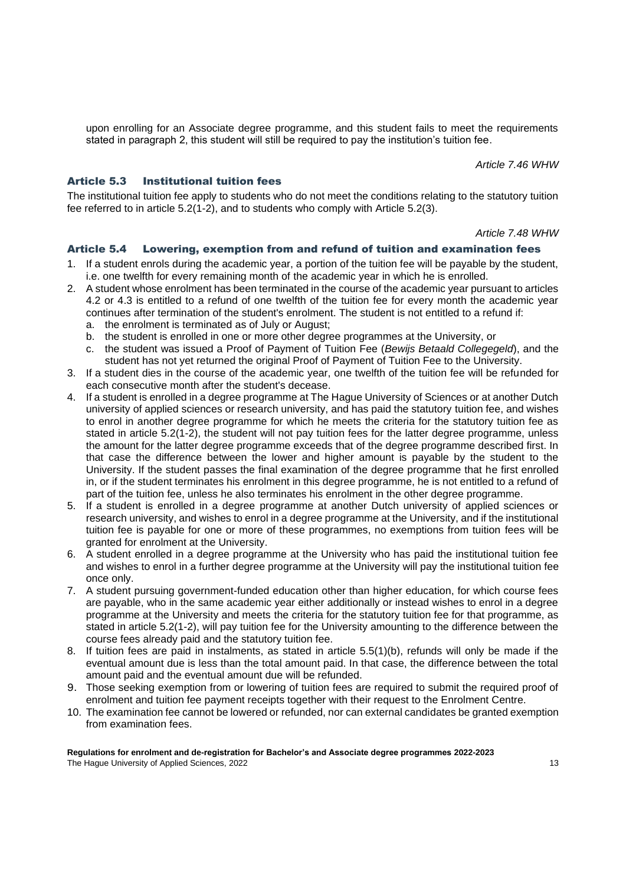upon enrolling for an Associate degree programme, and this student fails to meet the requirements stated in paragraph 2, this student will still be required to pay the institution's tuition fee.

*Article 7.46 WHW*

### Article 5.3 Institutional tuition fees

The institutional tuition fee apply to students who do not meet the conditions relating to the statutory tuition fee referred to in article 5.2(1-2), and to students who comply with Article 5.2(3).

*Article 7.48 WHW*

### Article 5.4 Lowering, exemption from and refund of tuition and examination fees

1. If a student enrols during the academic year, a portion of the tuition fee will be payable by the student, i.e. one twelfth for every remaining month of the academic year in which he is enrolled.
2. A student whose enrolment has been terminated in the course of the academic year pursuant to articles 4.2 or 4.3 is entitled to a refund of one twelfth of the tuition fee for every month the academic year continues after termination of the student's enrolment. The student is not entitled to a refund if:
   a. the enrolment is terminated as of July or August;
   b. the student is enrolled in one or more other degree programmes at the University, or
   c. the student was issued a Proof of Payment of Tuition Fee (*Bewijs Betaald Collegegeld*), and the student has not yet returned the original Proof of Payment of Tuition Fee to the University.
3. If a student dies in the course of the academic year, one twelfth of the tuition fee will be refunded for each consecutive month after the student's decease.
4. If a student is enrolled in a degree programme at The Hague University of Sciences or at another Dutch university of applied sciences or research university, and has paid the statutory tuition fee, and wishes to enrol in another degree programme for which he meets the criteria for the statutory tuition fee as stated in article 5.2(1-2), the student will not pay tuition fees for the latter degree programme, unless the amount for the latter degree programme exceeds that of the degree programme described first. In that case the difference between the lower and higher amount is payable by the student to the University. If the student passes the final examination of the degree programme that he first enrolled in, or if the student terminates his enrolment in this degree programme, he is not entitled to a refund of part of the tuition fee, unless he also terminates his enrolment in the other degree programme.
5. If a student is enrolled in a degree programme at another Dutch university of applied sciences or research university, and wishes to enrol in a degree programme at the University, and if the institutional tuition fee is payable for one or more of these programmes, no exemptions from tuition fees will be granted for enrolment at the University.
6. A student enrolled in a degree programme at the University who has paid the institutional tuition fee and wishes to enrol in a further degree programme at the University will pay the institutional tuition fee once only.
7. A student pursuing government-funded education other than higher education, for which course fees are payable, who in the same academic year either additionally or instead wishes to enrol in a degree programme at the University and meets the criteria for the statutory tuition fee for that programme, as stated in article 5.2(1-2), will pay tuition fee for the University amounting to the difference between the course fees already paid and the statutory tuition fee.
8. If tuition fees are paid in instalments, as stated in article 5.5(1)(b), refunds will only be made if the eventual amount due is less than the total amount paid. In that case, the difference between the total amount paid and the eventual amount due will be refunded.
9. Those seeking exemption from or lowering of tuition fees are required to submit the required proof of enrolment and tuition fee payment receipts together with their request to the Enrolment Centre.
10. The examination fee cannot be lowered or refunded, nor can external candidates be granted exemption from examination fees.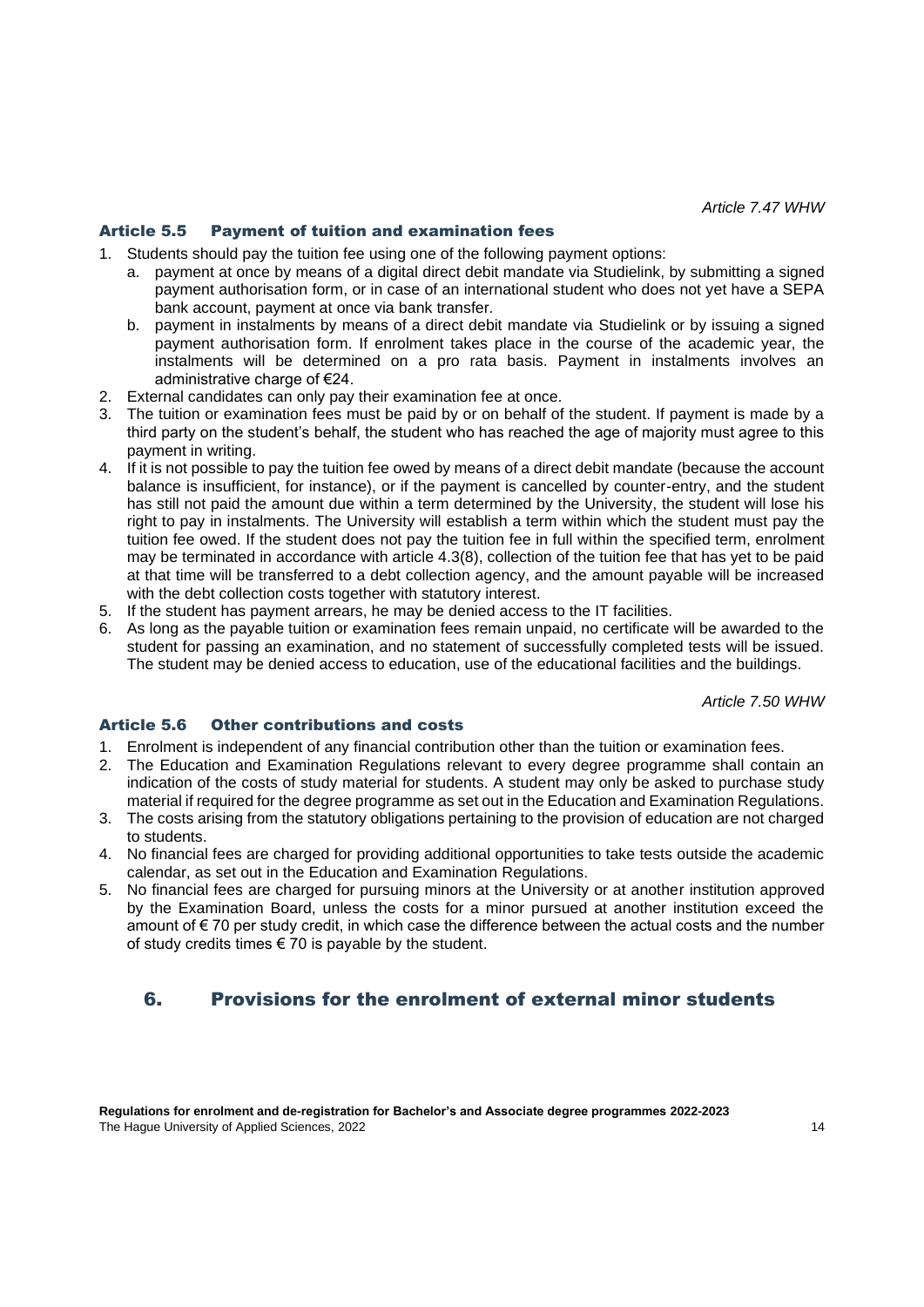*Article 7.47 WHW*

### Article 5.5 Payment of tuition and examination fees

1. Students should pay the tuition fee using one of the following payment options:
   a. payment at once by means of a digital direct debit mandate via Studielink, by submitting a signed payment authorisation form, or in case of an international student who does not yet have a SEPA bank account, payment at once via bank transfer.
   b. payment in instalments by means of a direct debit mandate via Studielink or by issuing a signed payment authorisation form. If enrolment takes place in the course of the academic year, the instalments will be determined on a pro rata basis. Payment in instalments involves an administrative charge of €24.
2. External candidates can only pay their examination fee at once.
3. The tuition or examination fees must be paid by or on behalf of the student. If payment is made by a third party on the student's behalf, the student who has reached the age of majority must agree to this payment in writing.
4. If it is not possible to pay the tuition fee owed by means of a direct debit mandate (because the account balance is insufficient, for instance), or if the payment is cancelled by counter-entry, and the student has still not paid the amount due within a term determined by the University, the student will lose his right to pay in instalments. The University will establish a term within which the student must pay the tuition fee owed. If the student does not pay the tuition fee in full within the specified term, enrolment may be terminated in accordance with article 4.3(8), collection of the tuition fee that has yet to be paid at that time will be transferred to a debt collection agency, and the amount payable will be increased with the debt collection costs together with statutory interest.
5. If the student has payment arrears, he may be denied access to the IT facilities.
6. As long as the payable tuition or examination fees remain unpaid, no certificate will be awarded to the student for passing an examination, and no statement of successfully completed tests will be issued. The student may be denied access to education, use of the educational facilities and the buildings.

*Article 7.50 WHW*

### Article 5.6 Other contributions and costs

1. Enrolment is independent of any financial contribution other than the tuition or examination fees.
2. The Education and Examination Regulations relevant to every degree programme shall contain an indication of the costs of study material for students. A student may only be asked to purchase study material if required for the degree programme as set out in the Education and Examination Regulations.
3. The costs arising from the statutory obligations pertaining to the provision of education are not charged to students.
4. No financial fees are charged for providing additional opportunities to take tests outside the academic calendar, as set out in the Education and Examination Regulations.
5. No financial fees are charged for pursuing minors at the University or at another institution approved by the Examination Board, unless the costs for a minor pursued at another institution exceed the amount of € 70 per study credit, in which case the difference between the actual costs and the number of study credits times € 70 is payable by the student.

## 6. Provisions for the enrolment of external minor students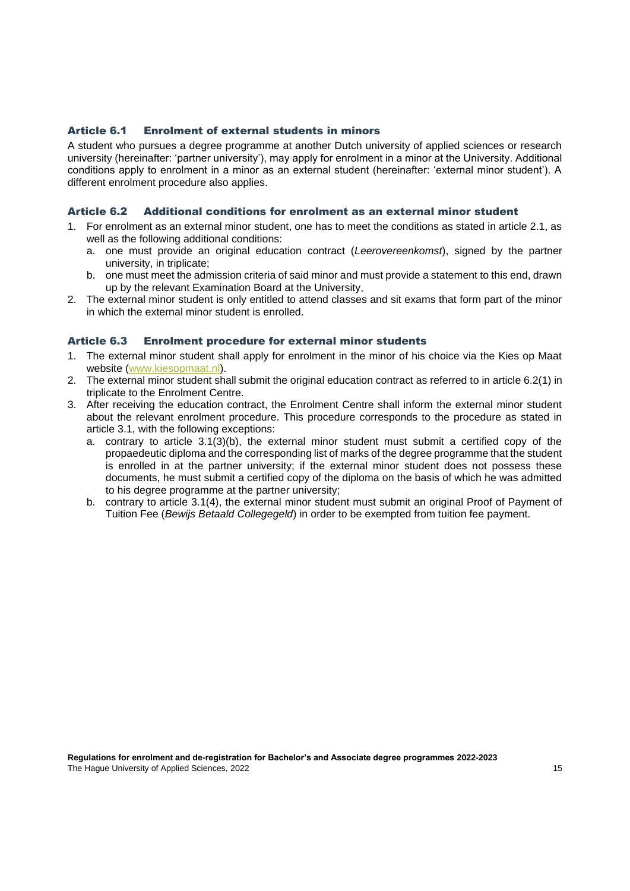### Article 6.1 Enrolment of external students in minors

A student who pursues a degree programme at another Dutch university of applied sciences or research university (hereinafter: 'partner university'), may apply for enrolment in a minor at the University. Additional conditions apply to enrolment in a minor as an external student (hereinafter: 'external minor student'). A different enrolment procedure also applies.

### Article 6.2 Additional conditions for enrolment as an external minor student

1. For enrolment as an external minor student, one has to meet the conditions as stated in article 2.1, as well as the following additional conditions:
   a. one must provide an original education contract (*Leerovereenkomst*), signed by the partner university, in triplicate;
   b. one must meet the admission criteria of said minor and must provide a statement to this end, drawn up by the relevant Examination Board at the University,
2. The external minor student is only entitled to attend classes and sit exams that form part of the minor in which the external minor student is enrolled.

### Article 6.3 Enrolment procedure for external minor students

1. The external minor student shall apply for enrolment in the minor of his choice via the Kies op Maat website (www.kiesopmaat.nl).
2. The external minor student shall submit the original education contract as referred to in article 6.2(1) in triplicate to the Enrolment Centre.
3. After receiving the education contract, the Enrolment Centre shall inform the external minor student about the relevant enrolment procedure. This procedure corresponds to the procedure as stated in article 3.1, with the following exceptions:
   a. contrary to article 3.1(3)(b), the external minor student must submit a certified copy of the propaedeutic diploma and the corresponding list of marks of the degree programme that the student is enrolled in at the partner university; if the external minor student does not possess these documents, he must submit a certified copy of the diploma on the basis of which he was admitted to his degree programme at the partner university;
   b. contrary to article 3.1(4), the external minor student must submit an original Proof of Payment of Tuition Fee (*Bewijs Betaald Collegegeld*) in order to be exempted from tuition fee payment.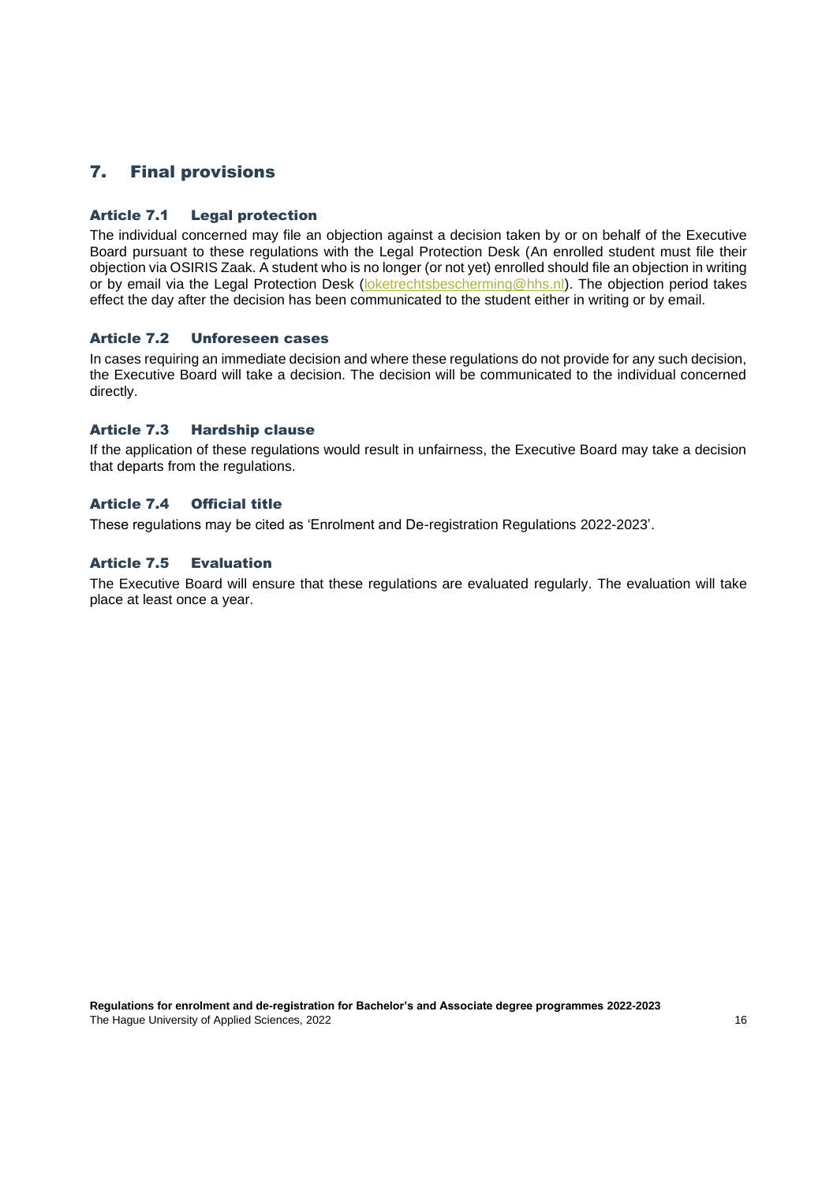# 7. Final provisions

### Article 7.1 Legal protection

The individual concerned may file an objection against a decision taken by or on behalf of the Executive Board pursuant to these regulations with the Legal Protection Desk (An enrolled student must file their objection via OSIRIS Zaak. A student who is no longer (or not yet) enrolled should file an objection in writing or by email via the Legal Protection Desk (loketrechtsbescherming@hhs.nl). The objection period takes effect the day after the decision has been communicated to the student either in writing or by email.

### Article 7.2 Unforeseen cases

In cases requiring an immediate decision and where these regulations do not provide for any such decision, the Executive Board will take a decision. The decision will be communicated to the individual concerned directly.

### Article 7.3 Hardship clause

If the application of these regulations would result in unfairness, the Executive Board may take a decision that departs from the regulations.

### Article 7.4 Official title

These regulations may be cited as 'Enrolment and De-registration Regulations 2022-2023'.

### Article 7.5 Evaluation

The Executive Board will ensure that these regulations are evaluated regularly. The evaluation will take place at least once a year.